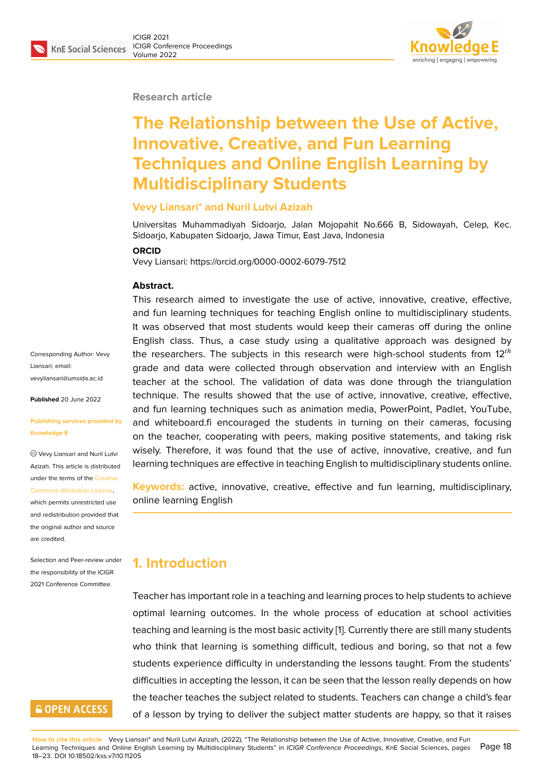Research article

# The Relationship between the Use of Active, Innovative, Creative, and Fun Learning Techniques and Online English Learning by Multidisciplinary Students

**Vevy Liansari* and Nuril Lutvi Azizah**

Universitas Muhammadiyah Sidoarjo, Jalan Mojopahit No.666 B, Sidowayah, Celep, Kec. Sidoarjo, Kabupaten Sidoarjo, Jawa Timur, East Java, Indonesia

**ORCID**

Vevy Liansari: https://orcid.org/0000-0002-6079-7512

Corresponding Author: Vevy Liansari; email: vevyliansari@umsida.ac.id

**Published** 20 June 2022

**Publishing services provided by Knowledge E**

© Vevy Liansari and Nuril Lutvi Azizah. This article is distributed under the terms of the Creative Commons Attribution License, which permits unrestricted use and redistribution provided that the original author and source are credited.

Selection and Peer-review under the responsibility of the ICIGR 2021 Conference Committee.

**Abstract.**

This research aimed to investigate the use of active, innovative, creative, effective, and fun learning techniques for teaching English online to multidisciplinary students. It was observed that most students would keep their cameras off during the online English class. Thus, a case study using a qualitative approach was designed by the researchers. The subjects in this research were high-school students from 12$^{th}$ grade and data were collected through observation and interview with an English teacher at the school. The validation of data was done through the triangulation technique. The results showed that the use of active, innovative, creative, effective, and fun learning techniques such as animation media, PowerPoint, Padlet, YouTube, and whiteboard.fi encouraged the students in turning on their cameras, focusing on the teacher, cooperating with peers, making positive statements, and taking risk wisely. Therefore, it was found that the use of active, innovative, creative, and fun learning techniques are effective in teaching English to multidisciplinary students online.

**Keywords:** active, innovative, creative, effective and fun learning, multidisciplinary, online learning English

## 1. Introduction

Teacher has important role in a teaching and learning proces to help students to achieve optimal learning outcomes. In the whole process of education at school activities teaching and learning is the most basic activity [1]. Currently there are still many students who think that learning is something difficult, tedious and boring, so that not a few students experience difficulty in understanding the lessons taught. From the students' difficulties in accepting the lesson, it can be seen that the lesson really depends on how the teacher teaches the subject related to students. Teachers can change a child's fear of a lesson by trying to deliver the subject matter students are happy, so that it raises

**How to cite this article**: Vevy Liansari* and Nuril Lutvi Azizah, (2022), "The Relationship between the Use of Active, Innovative, Creative, and Fun Learning Techniques and Online English Learning by Multidisciplinary Students" in *ICIGR Conference Proceedings*, KnE Social Sciences, pages 18–23. DOI 10.18502/kss.v7i10.11205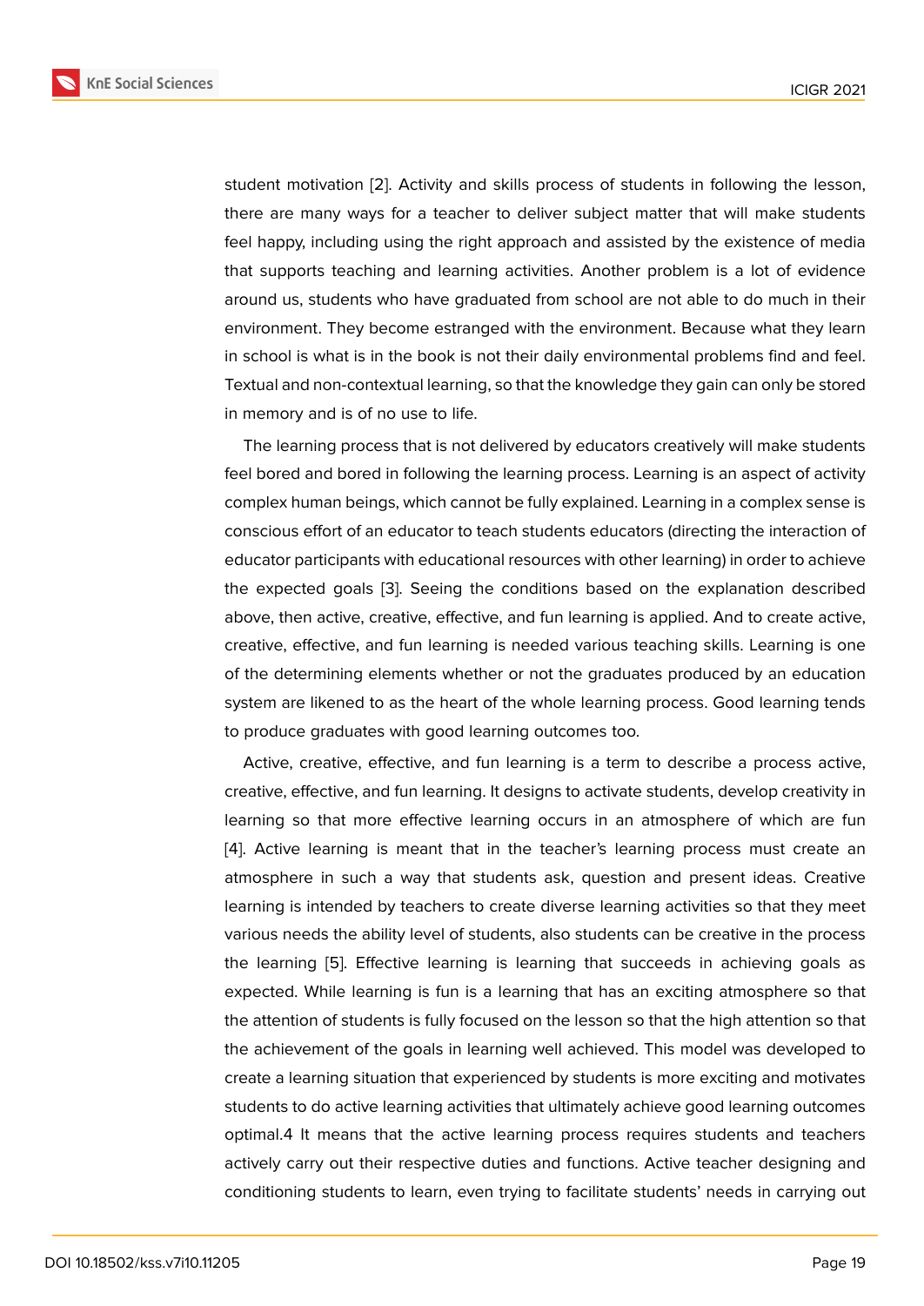student motivation [2]. Activity and skills process of students in following the lesson, there are many ways for a teacher to deliver subject matter that will make students feel happy, including using the right approach and assisted by the existence of media that supports teaching and learning activities. Another problem is a lot of evidence around us, students who have graduated from school are not able to do much in their environment. They become estranged with the environment. Because what they learn in school is what is in the book is not their daily environmental problems find and feel. Textual and non-contextual learning, so that the knowledge they gain can only be stored in memory and is of no use to life.

The learning process that is not delivered by educators creatively will make students feel bored and bored in following the learning process. Learning is an aspect of activity complex human beings, which cannot be fully explained. Learning in a complex sense is conscious effort of an educator to teach students educators (directing the interaction of educator participants with educational resources with other learning) in order to achieve the expected goals [3]. Seeing the conditions based on the explanation described above, then active, creative, effective, and fun learning is applied. And to create active, creative, effective, and fun learning is needed various teaching skills. Learning is one of the determining elements whether or not the graduates produced by an education system are likened to as the heart of the whole learning process. Good learning tends to produce graduates with good learning outcomes too.

Active, creative, effective, and fun learning is a term to describe a process active, creative, effective, and fun learning. It designs to activate students, develop creativity in learning so that more effective learning occurs in an atmosphere of which are fun [4]. Active learning is meant that in the teacher's learning process must create an atmosphere in such a way that students ask, question and present ideas. Creative learning is intended by teachers to create diverse learning activities so that they meet various needs the ability level of students, also students can be creative in the process the learning [5]. Effective learning is learning that succeeds in achieving goals as expected. While learning is fun is a learning that has an exciting atmosphere so that the attention of students is fully focused on the lesson so that the high attention so that the achievement of the goals in learning well achieved. This model was developed to create a learning situation that experienced by students is more exciting and motivates students to do active learning activities that ultimately achieve good learning outcomes optimal.4 It means that the active learning process requires students and teachers actively carry out their respective duties and functions. Active teacher designing and conditioning students to learn, even trying to facilitate students' needs in carrying out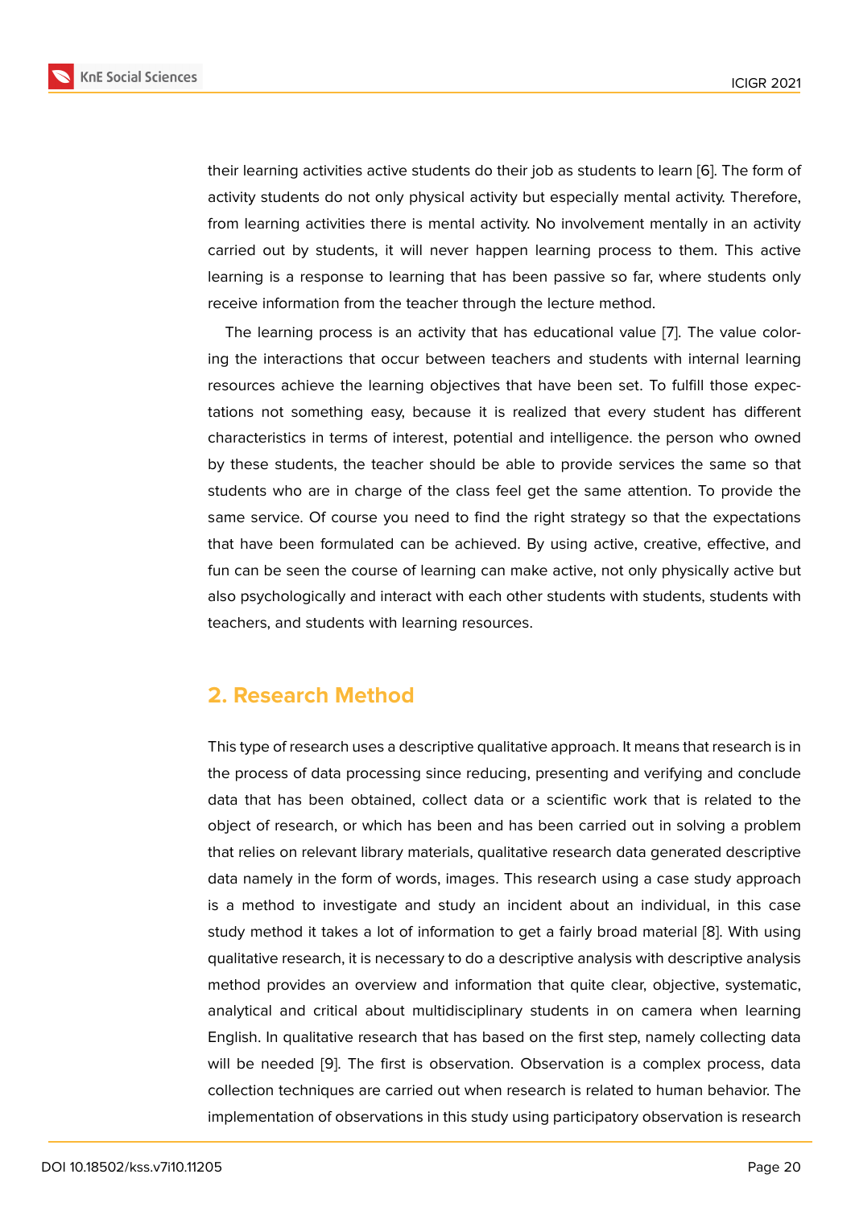their learning activities active students do their job as students to learn [6]. The form of activity students do not only physical activity but especially mental activity. Therefore, from learning activities there is mental activity. No involvement mentally in an activity carried out by students, it will never happen learning process to them. This active learning is a response to learning that has been passive so far, where students only receive information from the teacher through the lecture method.

The learning process is an activity that has educational value [7]. The value coloring the interactions that occur between teachers and students with internal learning resources achieve the learning objectives that have been set. To fulfill those expectations not something easy, because it is realized that every student has different characteristics in terms of interest, potential and intelligence. the person who owned by these students, the teacher should be able to provide services the same so that students who are in charge of the class feel get the same attention. To provide the same service. Of course you need to find the right strategy so that the expectations that have been formulated can be achieved. By using active, creative, effective, and fun can be seen the course of learning can make active, not only physically active but also psychologically and interact with each other students with students, students with teachers, and students with learning resources.

## 2. Research Method

This type of research uses a descriptive qualitative approach. It means that research is in the process of data processing since reducing, presenting and verifying and conclude data that has been obtained, collect data or a scientific work that is related to the object of research, or which has been and has been carried out in solving a problem that relies on relevant library materials, qualitative research data generated descriptive data namely in the form of words, images. This research using a case study approach is a method to investigate and study an incident about an individual, in this case study method it takes a lot of information to get a fairly broad material [8]. With using qualitative research, it is necessary to do a descriptive analysis with descriptive analysis method provides an overview and information that quite clear, objective, systematic, analytical and critical about multidisciplinary students in on camera when learning English. In qualitative research that has based on the first step, namely collecting data will be needed [9]. The first is observation. Observation is a complex process, data collection techniques are carried out when research is related to human behavior. The implementation of observations in this study using participatory observation is research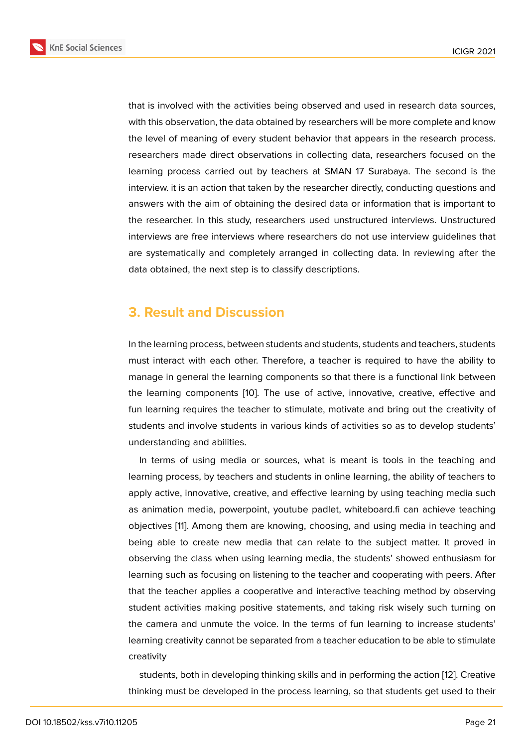that is involved with the activities being observed and used in research data sources, with this observation, the data obtained by researchers will be more complete and know the level of meaning of every student behavior that appears in the research process. researchers made direct observations in collecting data, researchers focused on the learning process carried out by teachers at SMAN 17 Surabaya. The second is the interview. it is an action that taken by the researcher directly, conducting questions and answers with the aim of obtaining the desired data or information that is important to the researcher. In this study, researchers used unstructured interviews. Unstructured interviews are free interviews where researchers do not use interview guidelines that are systematically and completely arranged in collecting data. In reviewing after the data obtained, the next step is to classify descriptions.

## 3. Result and Discussion

In the learning process, between students and students, students and teachers, students must interact with each other. Therefore, a teacher is required to have the ability to manage in general the learning components so that there is a functional link between the learning components [10]. The use of active, innovative, creative, effective and fun learning requires the teacher to stimulate, motivate and bring out the creativity of students and involve students in various kinds of activities so as to develop students' understanding and abilities.

In terms of using media or sources, what is meant is tools in the teaching and learning process, by teachers and students in online learning, the ability of teachers to apply active, innovative, creative, and effective learning by using teaching media such as animation media, powerpoint, youtube padlet, whiteboard.fi can achieve teaching objectives [11]. Among them are knowing, choosing, and using media in teaching and being able to create new media that can relate to the subject matter. It proved in observing the class when using learning media, the students' showed enthusiasm for learning such as focusing on listening to the teacher and cooperating with peers. After that the teacher applies a cooperative and interactive teaching method by observing student activities making positive statements, and taking risk wisely such turning on the camera and unmute the voice. In the terms of fun learning to increase students' learning creativity cannot be separated from a teacher education to be able to stimulate creativity

students, both in developing thinking skills and in performing the action [12]. Creative thinking must be developed in the process learning, so that students get used to their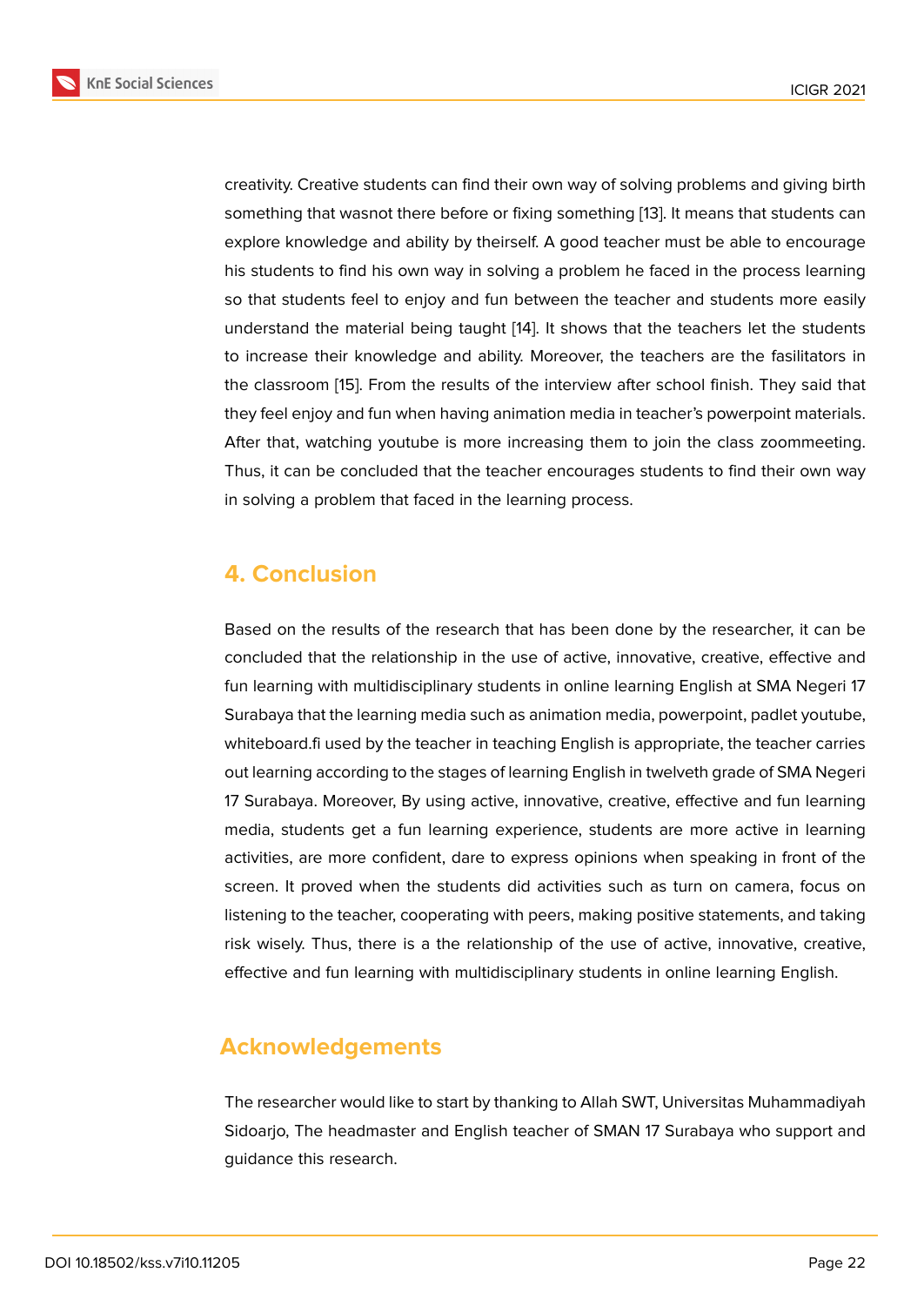creativity. Creative students can find their own way of solving problems and giving birth something that wasnot there before or fixing something [13]. It means that students can explore knowledge and ability by theirself. A good teacher must be able to encourage his students to find his own way in solving a problem he faced in the process learning so that students feel to enjoy and fun between the teacher and students more easily understand the material being taught [14]. It shows that the teachers let the students to increase their knowledge and ability. Moreover, the teachers are the fasilitators in the classroom [15]. From the results of the interview after school finish. They said that they feel enjoy and fun when having animation media in teacher's powerpoint materials. After that, watching youtube is more increasing them to join the class zoommeeting. Thus, it can be concluded that the teacher encourages students to find their own way in solving a problem that faced in the learning process.

## 4. Conclusion

Based on the results of the research that has been done by the researcher, it can be concluded that the relationship in the use of active, innovative, creative, effective and fun learning with multidisciplinary students in online learning English at SMA Negeri 17 Surabaya that the learning media such as animation media, powerpoint, padlet youtube, whiteboard.fi used by the teacher in teaching English is appropriate, the teacher carries out learning according to the stages of learning English in twelveth grade of SMA Negeri 17 Surabaya. Moreover, By using active, innovative, creative, effective and fun learning media, students get a fun learning experience, students are more active in learning activities, are more confident, dare to express opinions when speaking in front of the screen. It proved when the students did activities such as turn on camera, focus on listening to the teacher, cooperating with peers, making positive statements, and taking risk wisely. Thus, there is a the relationship of the use of active, innovative, creative, effective and fun learning with multidisciplinary students in online learning English.

## Acknowledgements

The researcher would like to start by thanking to Allah SWT, Universitas Muhammadiyah Sidoarjo, The headmaster and English teacher of SMAN 17 Surabaya who support and guidance this research.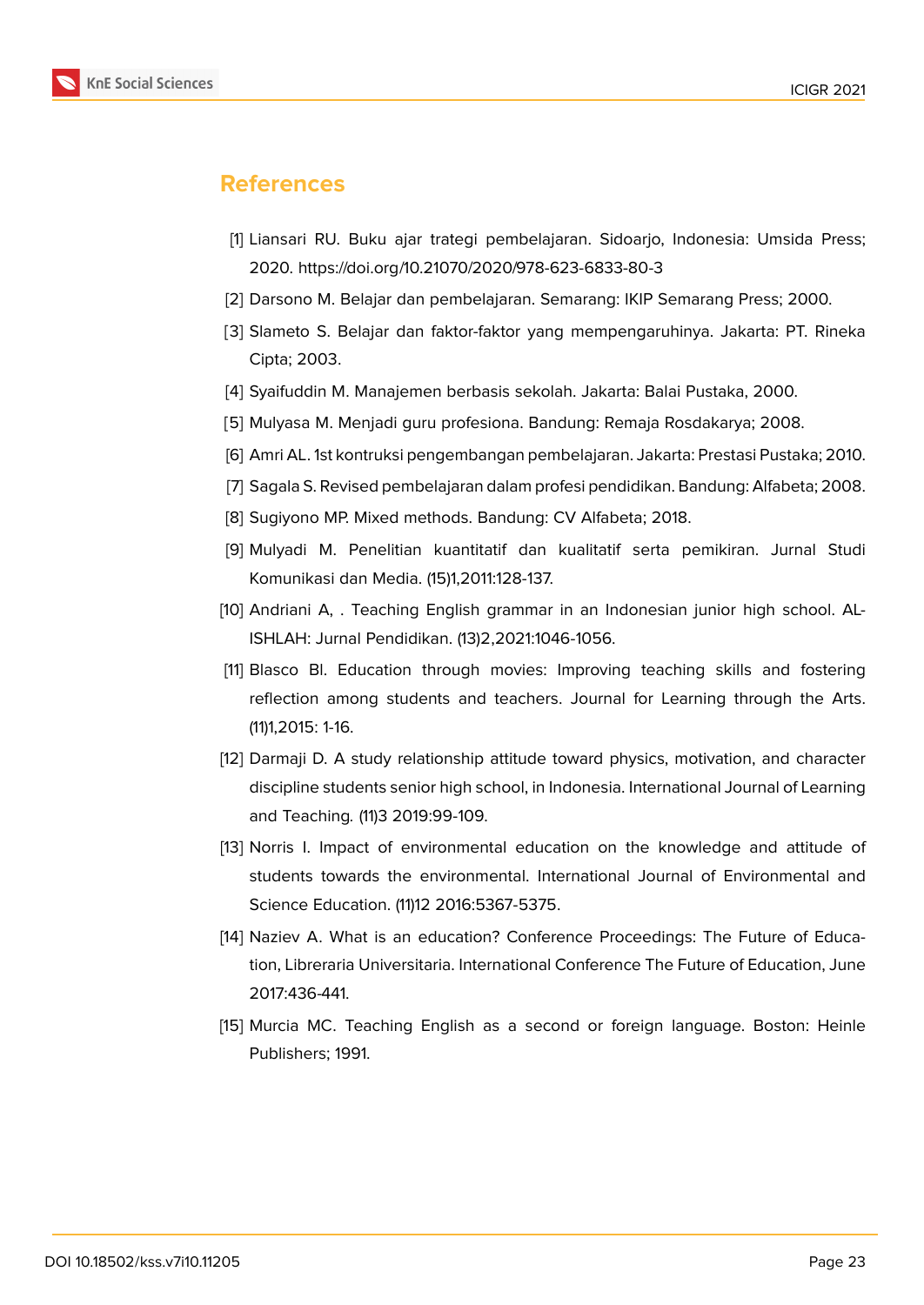## References

[1] Liansari RU. Buku ajar trategi pembelajaran. Sidoarjo, Indonesia: Umsida Press; 2020. https://doi.org/10.21070/2020/978-623-6833-80-3

[2] Darsono M. Belajar dan pembelajaran. Semarang: IKIP Semarang Press; 2000.

[3] Slameto S. Belajar dan faktor-faktor yang mempengaruhinya. Jakarta: PT. Rineka Cipta; 2003.

[4] Syaifuddin M. Manajemen berbasis sekolah. Jakarta: Balai Pustaka, 2000.

[5] Mulyasa M. Menjadi guru profesiona. Bandung: Remaja Rosdakarya; 2008.

[6] Amri AL. 1st kontruksi pengembangan pembelajaran. Jakarta: Prestasi Pustaka; 2010.

[7] Sagala S. Revised pembelajaran dalam profesi pendidikan. Bandung: Alfabeta; 2008.

[8] Sugiyono MP. Mixed methods. Bandung: CV Alfabeta; 2018.

[9] Mulyadi M. Penelitian kuantitatif dan kualitatif serta pemikiran. Jurnal Studi Komunikasi dan Media. (15)1,2011:128-137.

[10] Andriani A, . Teaching English grammar in an Indonesian junior high school. AL-ISHLAH: Jurnal Pendidikan. (13)2,2021:1046-1056.

[11] Blasco Bl. Education through movies: Improving teaching skills and fostering reflection among students and teachers. Journal for Learning through the Arts. (11)1,2015: 1-16.

[12] Darmaji D. A study relationship attitude toward physics, motivation, and character discipline students senior high school, in Indonesia. International Journal of Learning and Teaching. (11)3 2019:99-109.

[13] Norris I. Impact of environmental education on the knowledge and attitude of students towards the environmental. International Journal of Environmental and Science Education. (11)12 2016:5367-5375.

[14] Naziev A. What is an education? Conference Proceedings: The Future of Education, Libreraria Universitaria. International Conference The Future of Education, June 2017:436-441.

[15] Murcia MC. Teaching English as a second or foreign language. Boston: Heinle Publishers; 1991.